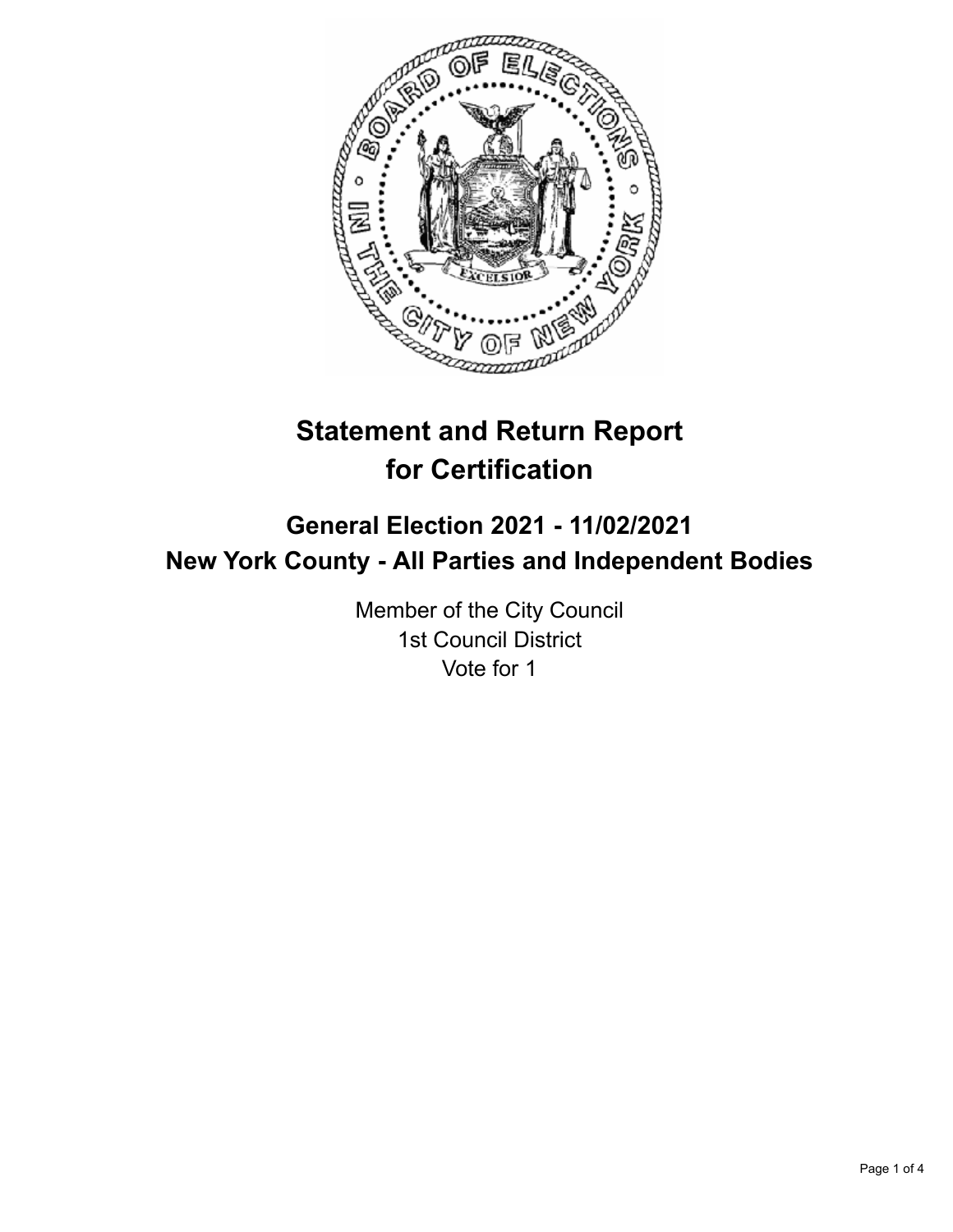# Statement and Return Report for Certification

## General Election 2021 - 11/02/2021
## New York County - All Parties and Independent Bodies

Member of the City Council
1st Council District
Vote for 1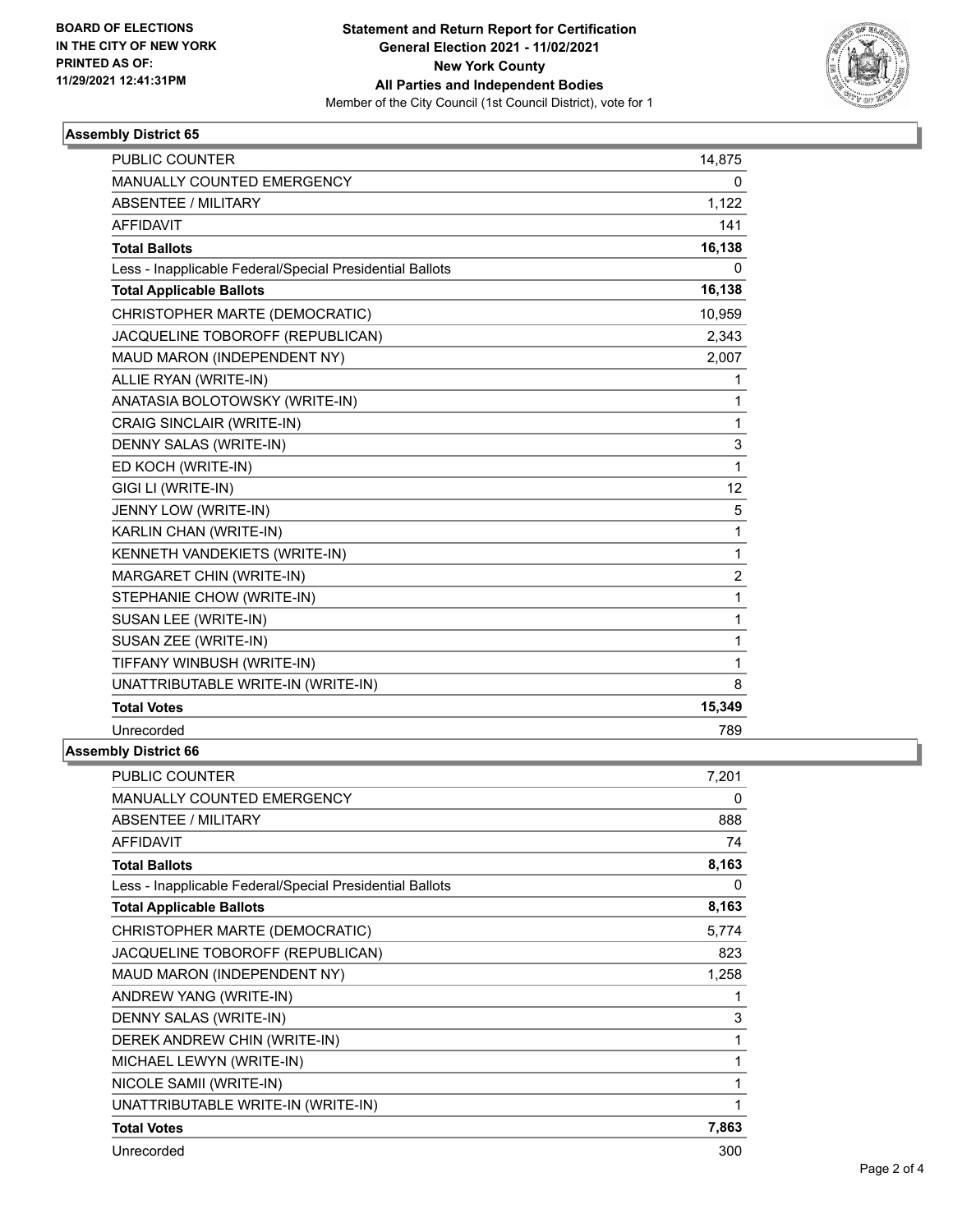**BOARD OF ELECTIONS IN THE CITY OF NEW YORK PRINTED AS OF: 11/29/2021 12:41:31PM**

# Statement and Return Report for Certification
## General Election 2021 - 11/02/2021
## New York County
## All Parties and Independent Bodies
Member of the City Council (1st Council District), vote for 1

### Assembly District 65

| | |
|---|---|
| PUBLIC COUNTER | 14,875 |
| MANUALLY COUNTED EMERGENCY | 0 |
| ABSENTEE / MILITARY | 1,122 |
| AFFIDAVIT | 141 |
| **Total Ballots** | **16,138** |
| Less - Inapplicable Federal/Special Presidential Ballots | 0 |
| **Total Applicable Ballots** | **16,138** |
| CHRISTOPHER MARTE (DEMOCRATIC) | 10,959 |
| JACQUELINE TOBOROFF (REPUBLICAN) | 2,343 |
| MAUD MARON (INDEPENDENT NY) | 2,007 |
| ALLIE RYAN (WRITE-IN) | 1 |
| ANATASIA BOLOTOWSKY (WRITE-IN) | 1 |
| CRAIG SINCLAIR (WRITE-IN) | 1 |
| DENNY SALAS (WRITE-IN) | 3 |
| ED KOCH (WRITE-IN) | 1 |
| GIGI LI (WRITE-IN) | 12 |
| JENNY LOW (WRITE-IN) | 5 |
| KARLIN CHAN (WRITE-IN) | 1 |
| KENNETH VANDEKIETS (WRITE-IN) | 1 |
| MARGARET CHIN (WRITE-IN) | 2 |
| STEPHANIE CHOW (WRITE-IN) | 1 |
| SUSAN LEE (WRITE-IN) | 1 |
| SUSAN ZEE (WRITE-IN) | 1 |
| TIFFANY WINBUSH (WRITE-IN) | 1 |
| UNATTRIBUTABLE WRITE-IN (WRITE-IN) | 8 |
| **Total Votes** | **15,349** |
| Unrecorded | 789 |

### Assembly District 66

| | |
|---|---|
| PUBLIC COUNTER | 7,201 |
| MANUALLY COUNTED EMERGENCY | 0 |
| ABSENTEE / MILITARY | 888 |
| AFFIDAVIT | 74 |
| **Total Ballots** | **8,163** |
| Less - Inapplicable Federal/Special Presidential Ballots | 0 |
| **Total Applicable Ballots** | **8,163** |
| CHRISTOPHER MARTE (DEMOCRATIC) | 5,774 |
| JACQUELINE TOBOROFF (REPUBLICAN) | 823 |
| MAUD MARON (INDEPENDENT NY) | 1,258 |
| ANDREW YANG (WRITE-IN) | 1 |
| DENNY SALAS (WRITE-IN) | 3 |
| DEREK ANDREW CHIN (WRITE-IN) | 1 |
| MICHAEL LEWYN (WRITE-IN) | 1 |
| NICOLE SAMII (WRITE-IN) | 1 |
| UNATTRIBUTABLE WRITE-IN (WRITE-IN) | 1 |
| **Total Votes** | **7,863** |
| Unrecorded | 300 |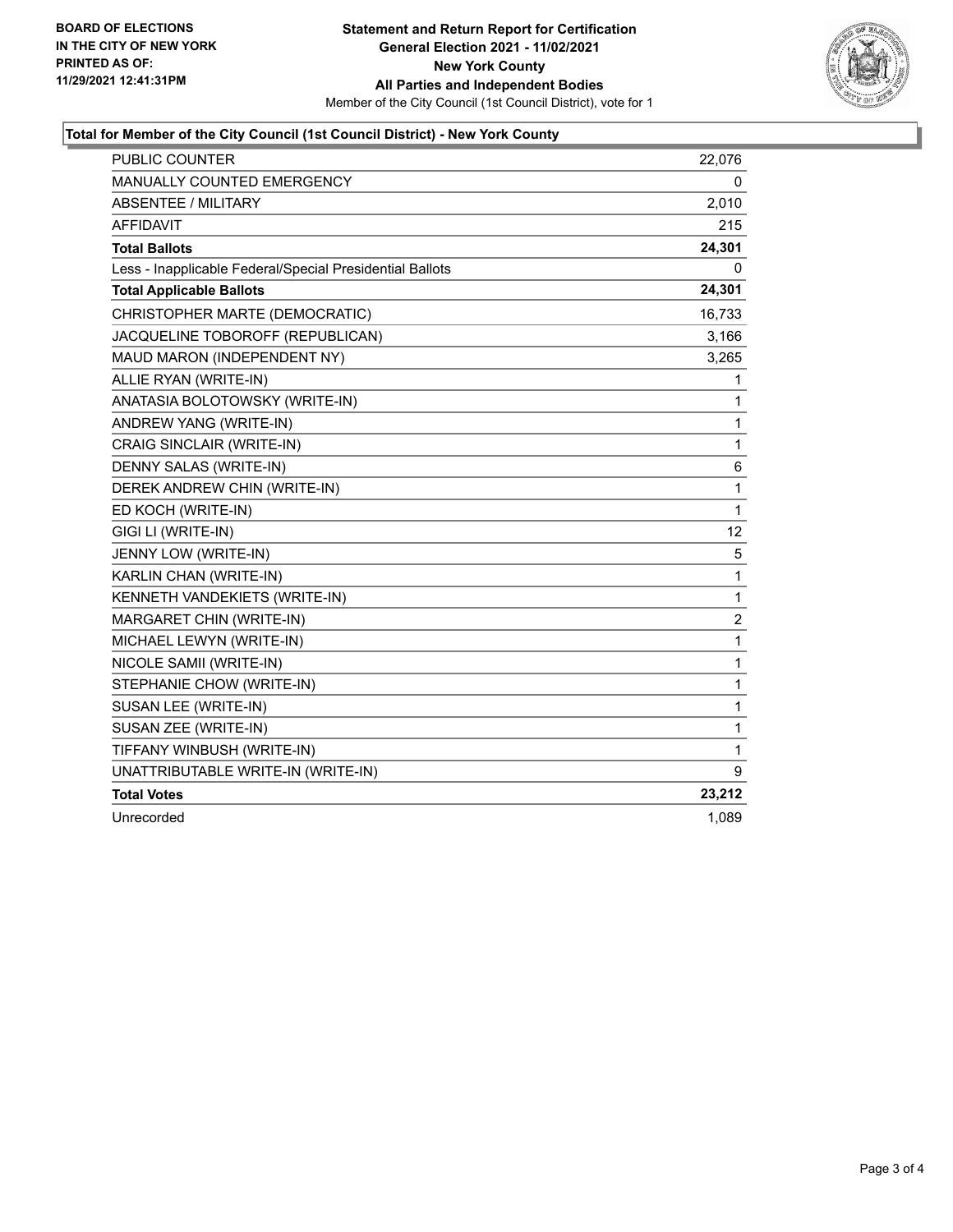**BOARD OF ELECTIONS**
**IN THE CITY OF NEW YORK**
**PRINTED AS OF:**
**11/29/2021 12:41:31PM**

**Statement and Return Report for Certification**
**General Election 2021 - 11/02/2021**
**New York County**
**All Parties and Independent Bodies**
Member of the City Council (1st Council District), vote for 1

### Total for Member of the City Council (1st Council District) - New York County

| | |
|---|---|
| PUBLIC COUNTER | 22,076 |
| MANUALLY COUNTED EMERGENCY | 0 |
| ABSENTEE / MILITARY | 2,010 |
| AFFIDAVIT | 215 |
| **Total Ballots** | **24,301** |
| Less - Inapplicable Federal/Special Presidential Ballots | 0 |
| **Total Applicable Ballots** | **24,301** |
| CHRISTOPHER MARTE (DEMOCRATIC) | 16,733 |
| JACQUELINE TOBOROFF (REPUBLICAN) | 3,166 |
| MAUD MARON (INDEPENDENT NY) | 3,265 |
| ALLIE RYAN (WRITE-IN) | 1 |
| ANATASIA BOLOTOWSKY (WRITE-IN) | 1 |
| ANDREW YANG (WRITE-IN) | 1 |
| CRAIG SINCLAIR (WRITE-IN) | 1 |
| DENNY SALAS (WRITE-IN) | 6 |
| DEREK ANDREW CHIN (WRITE-IN) | 1 |
| ED KOCH (WRITE-IN) | 1 |
| GIGI LI (WRITE-IN) | 12 |
| JENNY LOW (WRITE-IN) | 5 |
| KARLIN CHAN (WRITE-IN) | 1 |
| KENNETH VANDEKIETS (WRITE-IN) | 1 |
| MARGARET CHIN (WRITE-IN) | 2 |
| MICHAEL LEWYN (WRITE-IN) | 1 |
| NICOLE SAMII (WRITE-IN) | 1 |
| STEPHANIE CHOW (WRITE-IN) | 1 |
| SUSAN LEE (WRITE-IN) | 1 |
| SUSAN ZEE (WRITE-IN) | 1 |
| TIFFANY WINBUSH (WRITE-IN) | 1 |
| UNATTRIBUTABLE WRITE-IN (WRITE-IN) | 9 |
| **Total Votes** | **23,212** |
| Unrecorded | 1,089 |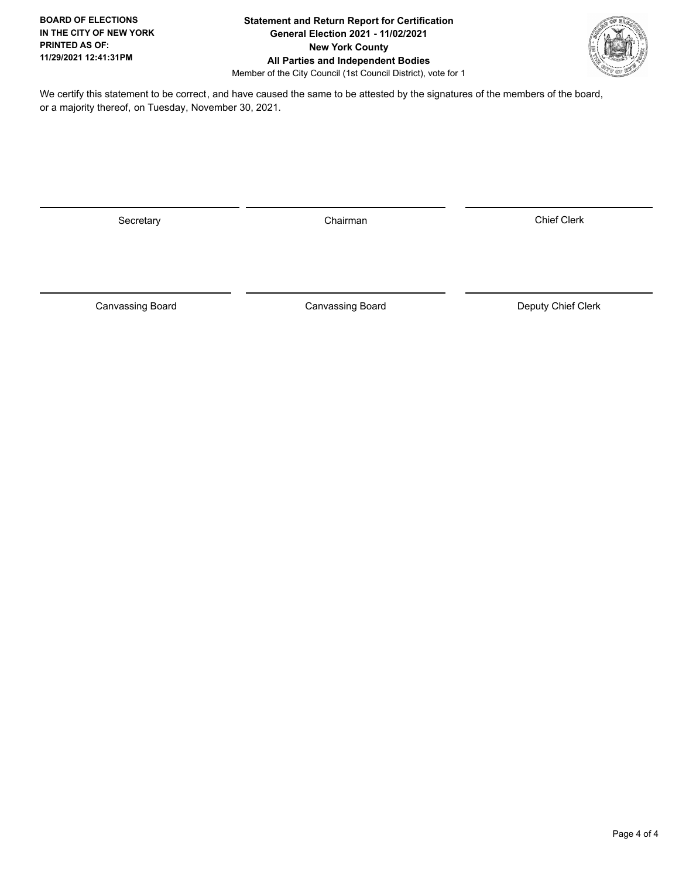We certify this statement to be correct, and have caused the same to be attested by the signatures of the members of the board, or a majority thereof, on Tuesday, November 30, 2021.

| | | |
|---|---|---|
| Secretary | Chairman | Chief Clerk |
| Canvassing Board | Canvassing Board | Deputy Chief Clerk |